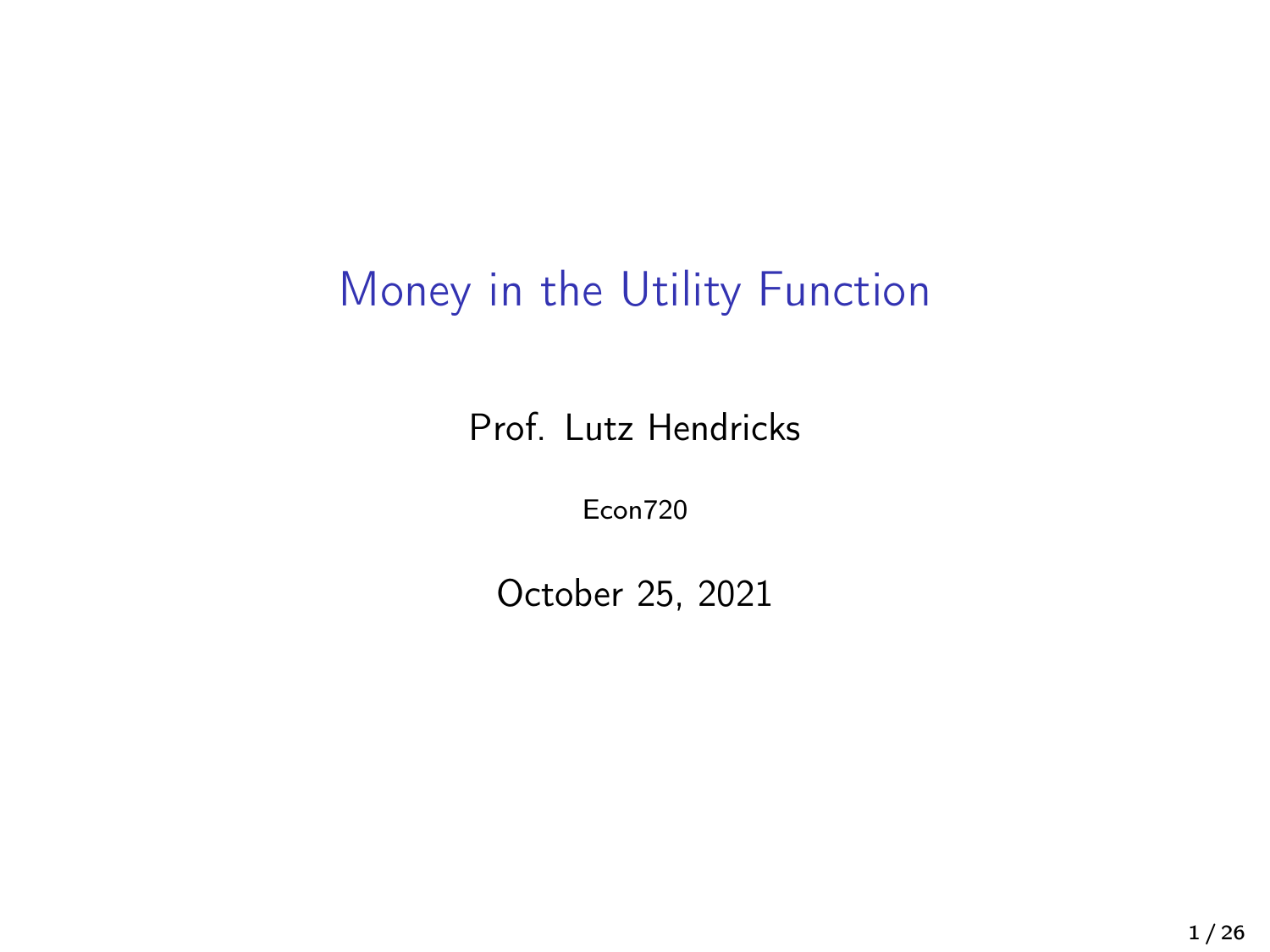# Money in the Utility Function

Prof. Lutz Hendricks

Econ720

October 25, 2021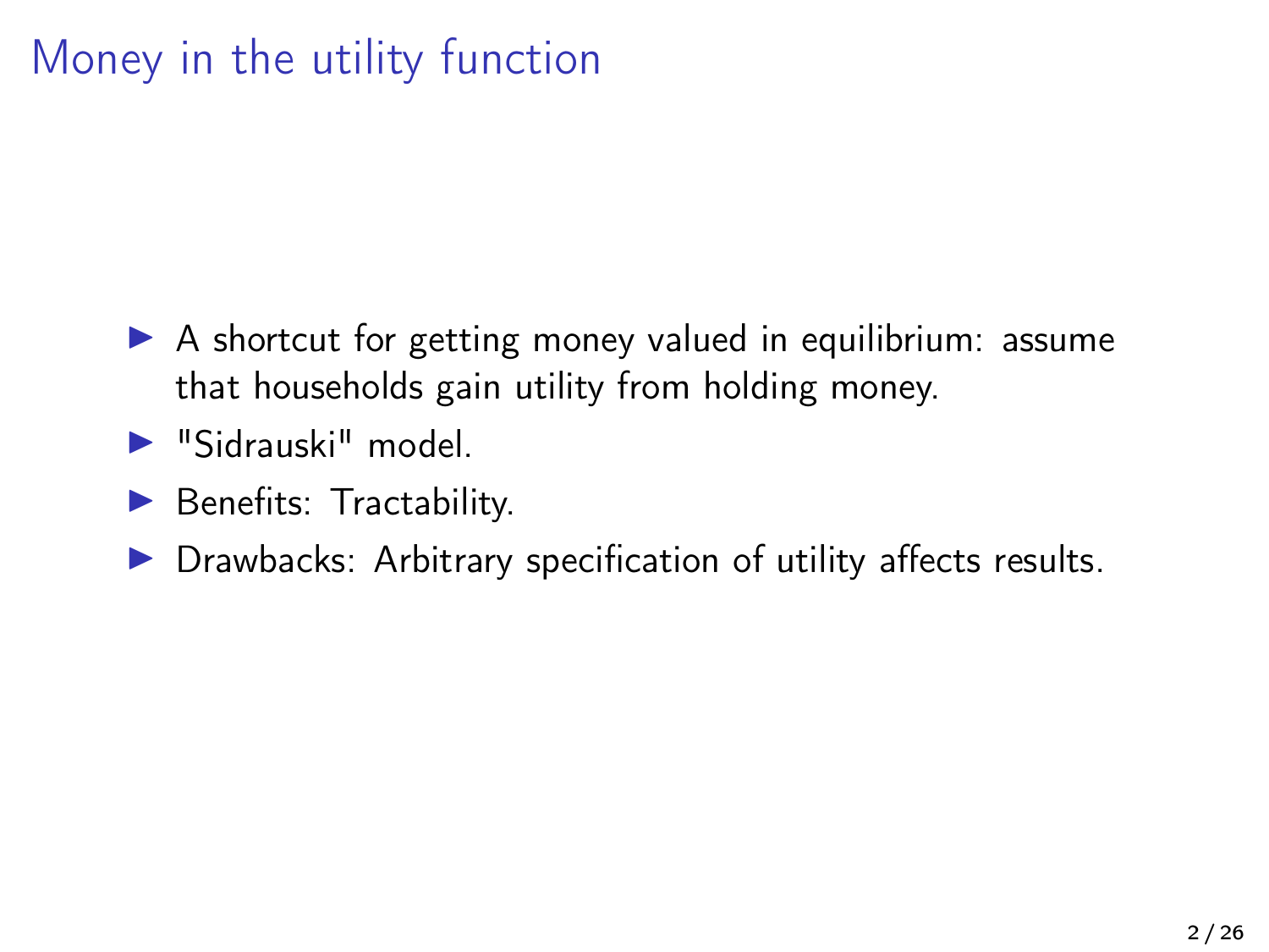# Money in the utility function

- A shortcut for getting money valued in equilibrium: assume that households gain utility from holding money.
- "Sidrauski" model.
- Benefits: Tractability.
- Drawbacks: Arbitrary specification of utility affects results.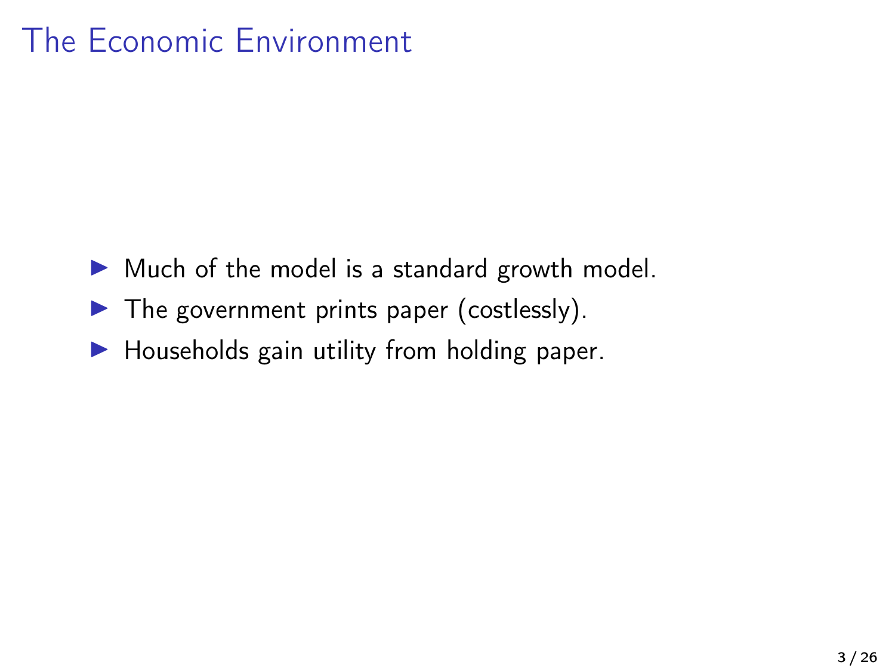# The Economic Environment

- Much of the model is a standard growth model.
- The government prints paper (costlessly).
- Households gain utility from holding paper.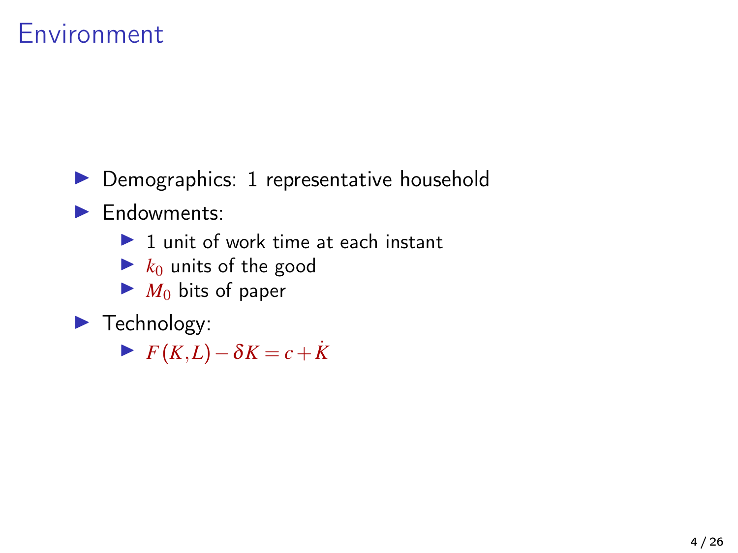# Environment

- Demographics: 1 representative household
- Endowments:
  - 1 unit of work time at each instant
  - $k_0$ units of the good
  - $M_0$ bits of paper
- Technology:
  - $F(K,L) - \delta K = c + \dot{K}$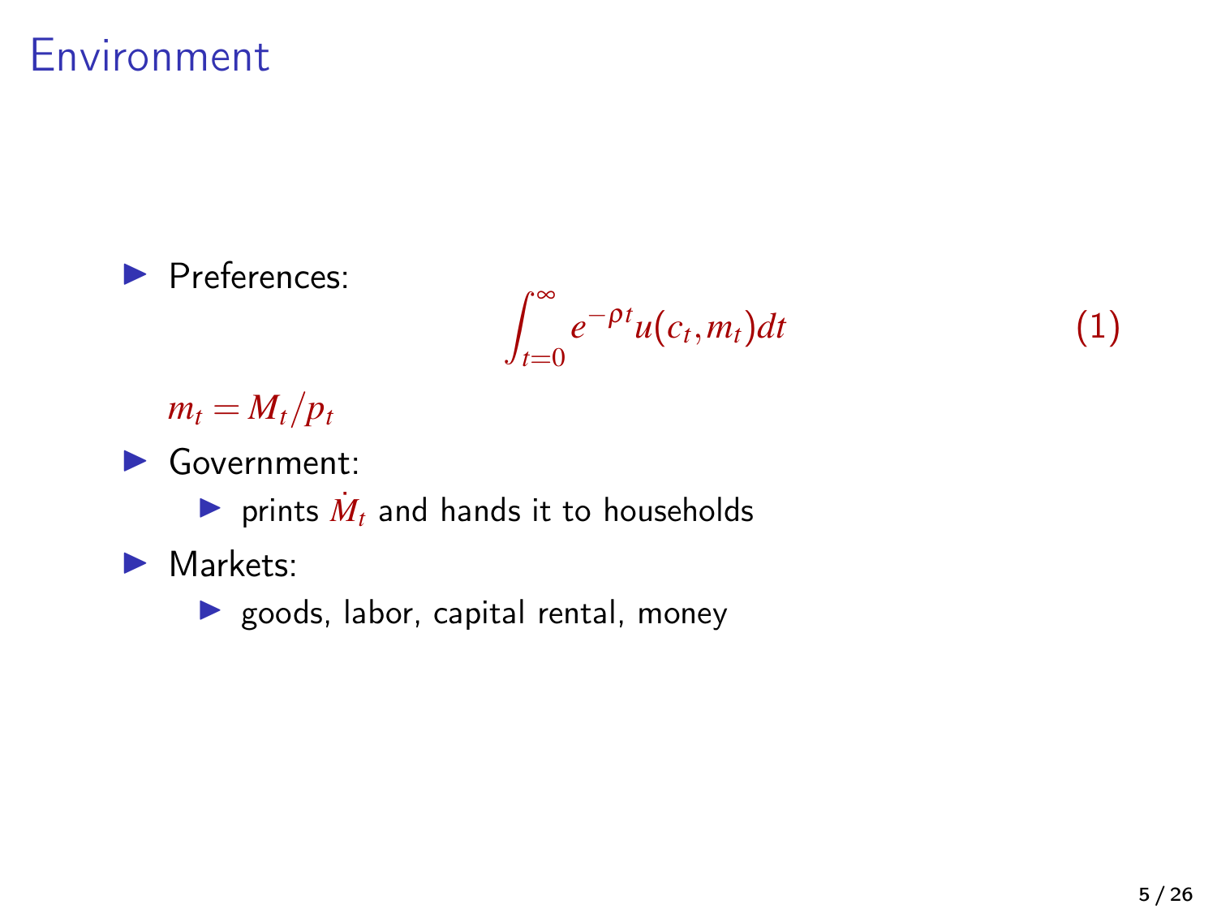# Environment

- Preferences:

$$\int_{t=0}^{\infty} e^{-\rho t} u(c_t, m_t) dt \tag{1}$$

  $m_t = M_t / p_t$

- Government:
  - prints $\dot{M}_t$ and hands it to households
- Markets:
  - goods, labor, capital rental, money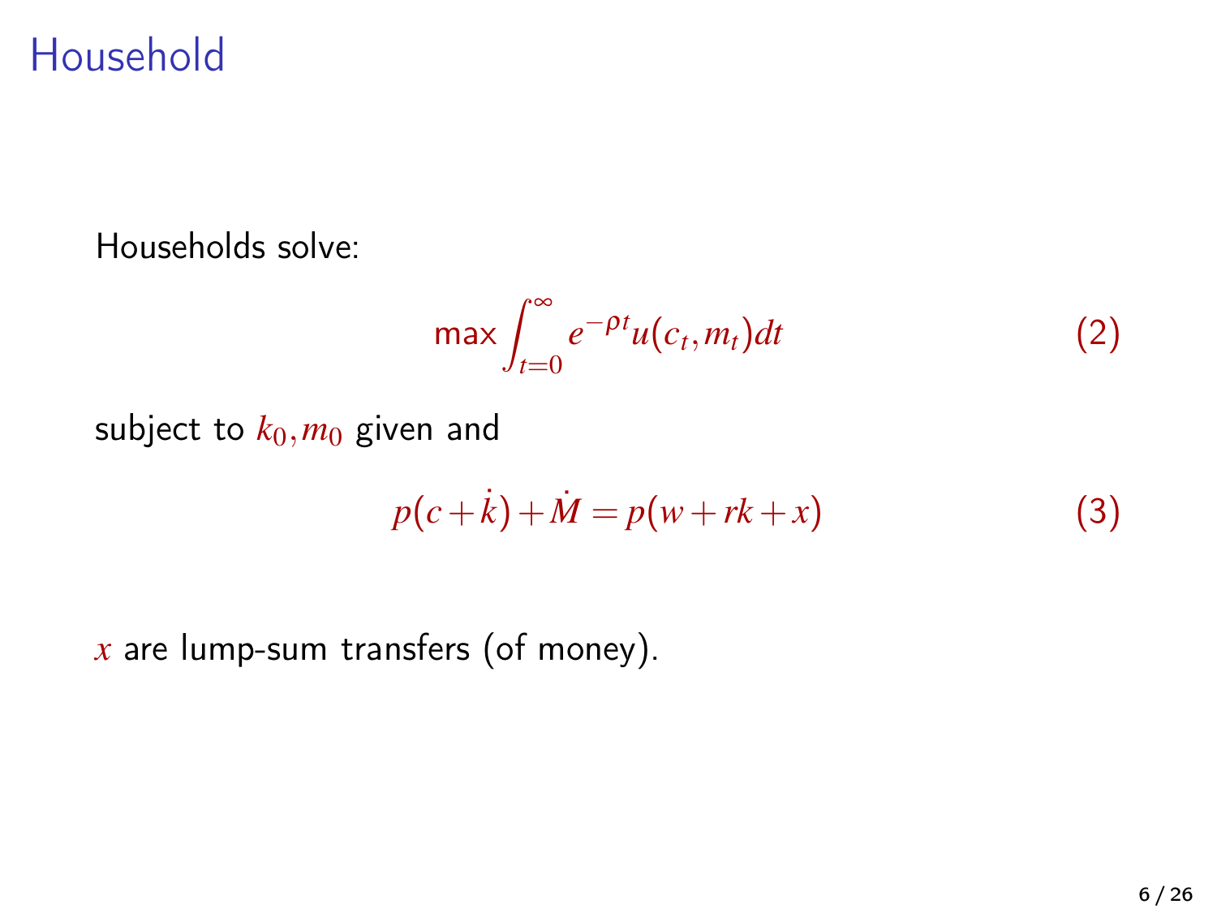# Household

Households solve:

$$\max \int_{t=0}^{\infty} e^{-\rho t} u(c_t, m_t) dt \tag{2}$$

subject to $k_0, m_0$ given and

$$p(c + \dot{k}) + \dot{M} = p(w + rk + x) \tag{3}$$

$x$ are lump-sum transfers (of money).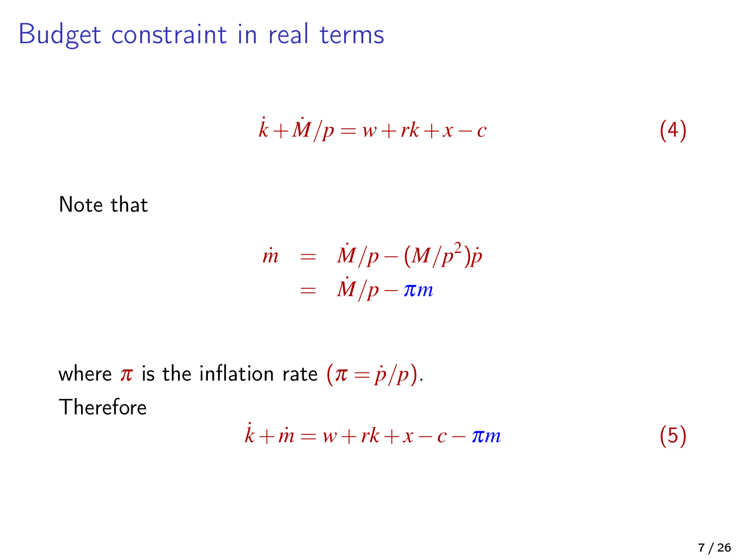# Budget constraint in real terms

$$\dot{k} + \dot{M}/p = w + rk + x - c \tag{4}$$

Note that

$$\begin{aligned} \dot{m} &= \dot{M}/p - (M/p^2)\dot{p} \\ &= \dot{M}/p - \pi m \end{aligned}$$

where $\pi$ is the inflation rate $(\pi = \dot{p}/p)$.

Therefore

$$\dot{k} + \dot{m} = w + rk + x - c - \pi m \tag{5}$$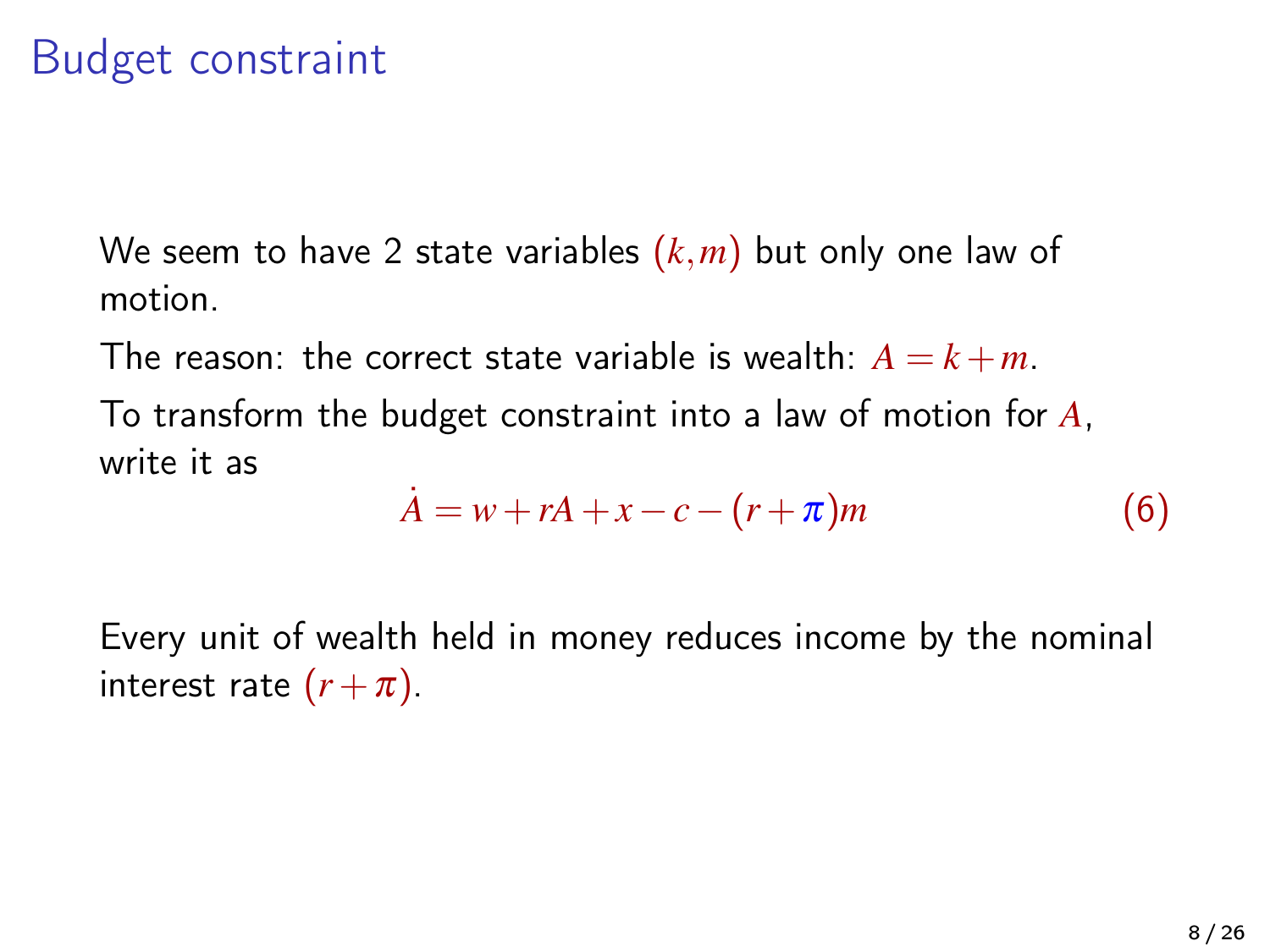# Budget constraint

We seem to have 2 state variables $(k, m)$ but only one law of motion.

The reason: the correct state variable is wealth: $A = k + m$.

To transform the budget constraint into a law of motion for $A$, write it as

$$\dot{A} = w + rA + x - c - (r + \pi)m \tag{6}$$

Every unit of wealth held in money reduces income by the nominal interest rate $(r + \pi)$.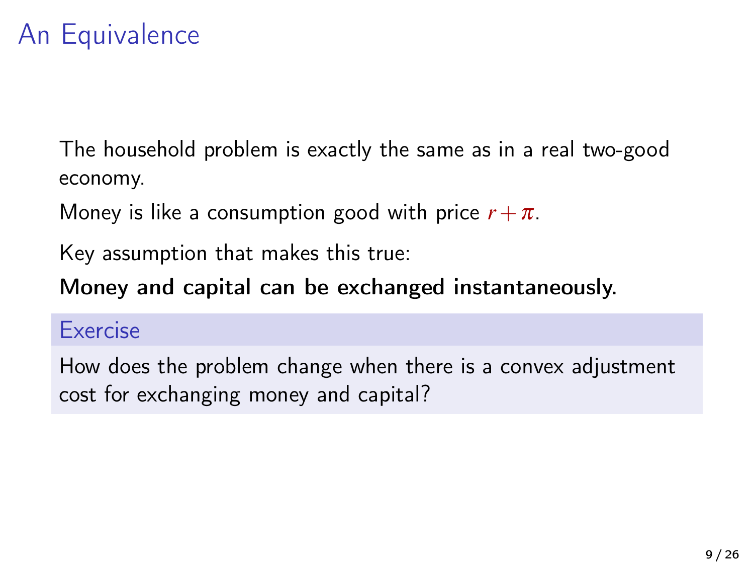# An Equivalence

The household problem is exactly the same as in a real two-good economy.

Money is like a consumption good with price $r + \pi$.

Key assumption that makes this true:

**Money and capital can be exchanged instantaneously.**

### Exercise

How does the problem change when there is a convex adjustment cost for exchanging money and capital?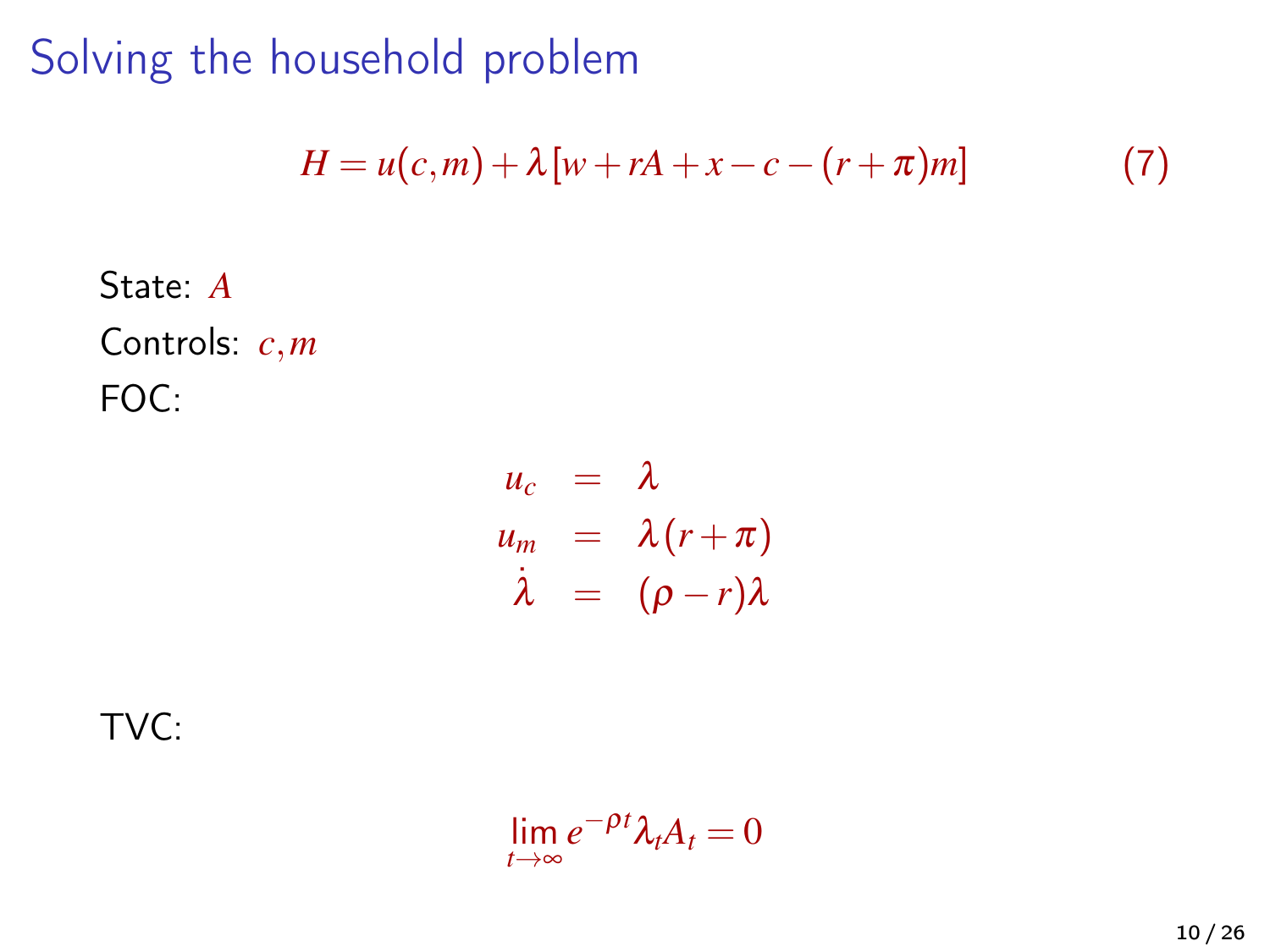# Solving the household problem

$$H = u(c,m) + \lambda[w + rA + x - c - (r+\pi)m] \tag{7}$$

State: $A$

Controls: $c, m$

FOC:

$$\begin{aligned} u_c &= \lambda \\ u_m &= \lambda(r+\pi) \\ \dot{\lambda} &= (\rho - r)\lambda \end{aligned}$$

TVC:

$$\lim_{t\to\infty} e^{-\rho t}\lambda_t A_t = 0$$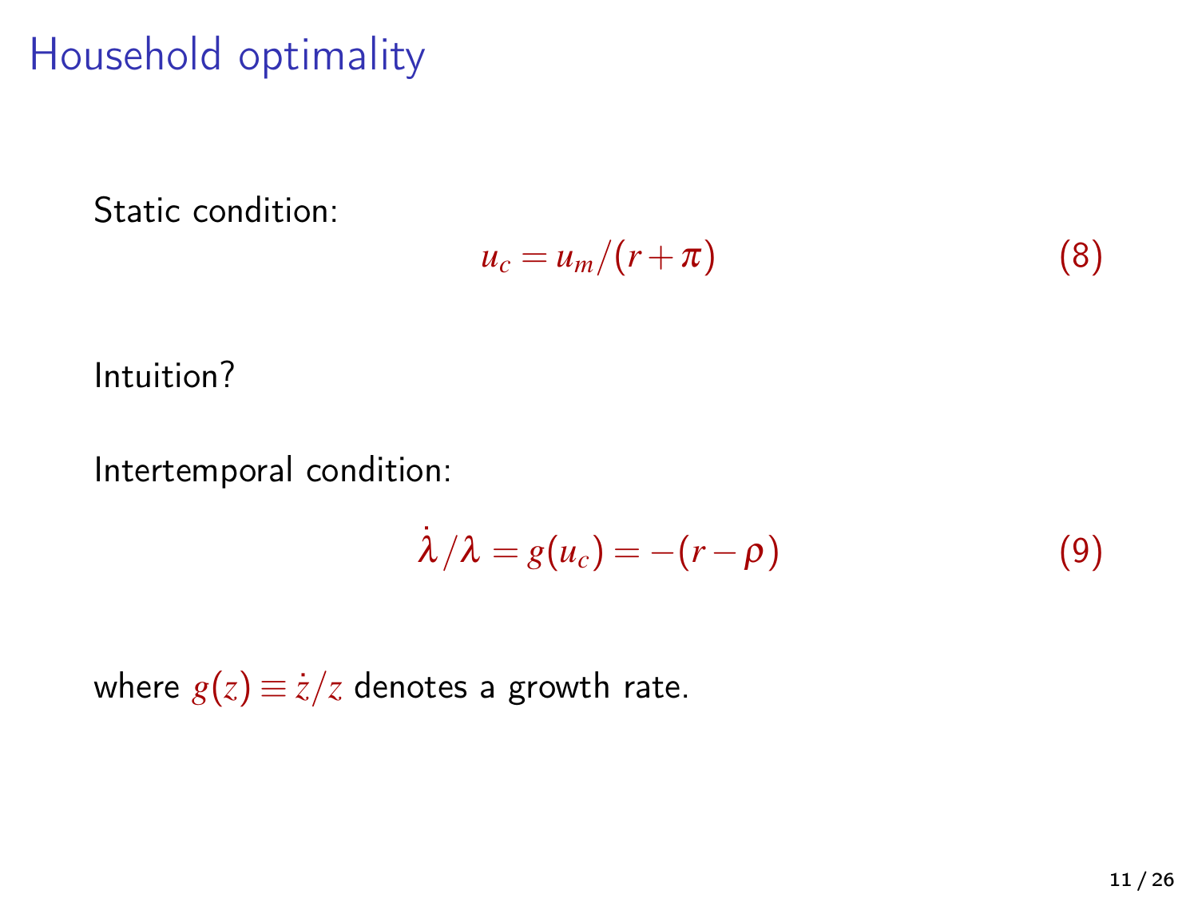# Household optimality

Static condition:

$$u_c = u_m/(r+\pi) \tag{8}$$

Intuition?

Intertemporal condition:

$$\dot{\lambda}/\lambda = g(u_c) = -(r-\rho) \tag{9}$$

where $g(z) \equiv \dot{z}/z$ denotes a growth rate.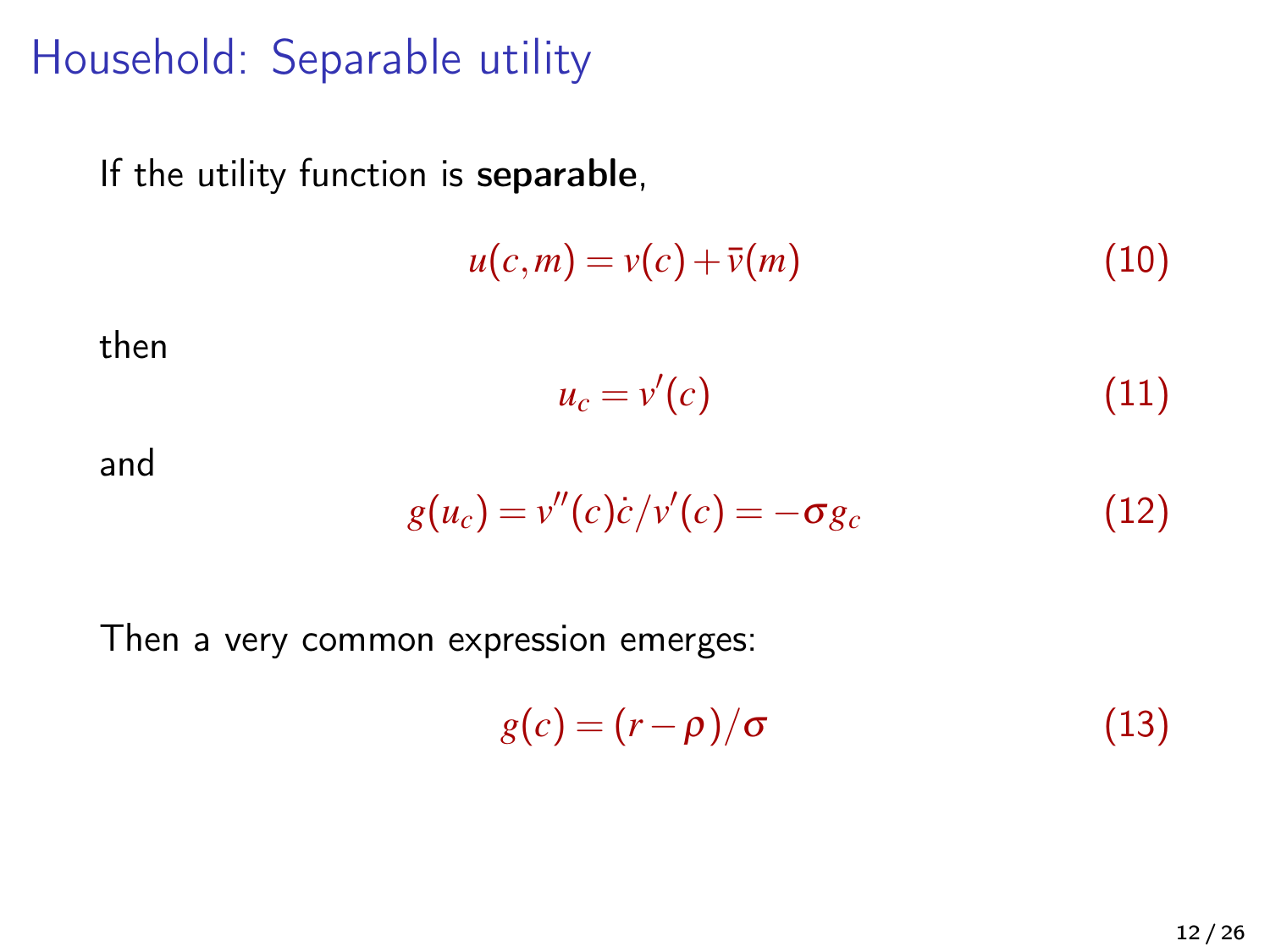# Household: Separable utility

If the utility function is **separable**,

$$u(c,m) = v(c) + \bar{v}(m) \tag{10}$$

then

$$u_c = v'(c) \tag{11}$$

and

$$g(u_c) = v''(c)\dot{c}/v'(c) = -\sigma g_c \tag{12}$$

Then a very common expression emerges:

$$g(c) = (r - \rho)/\sigma \tag{13}$$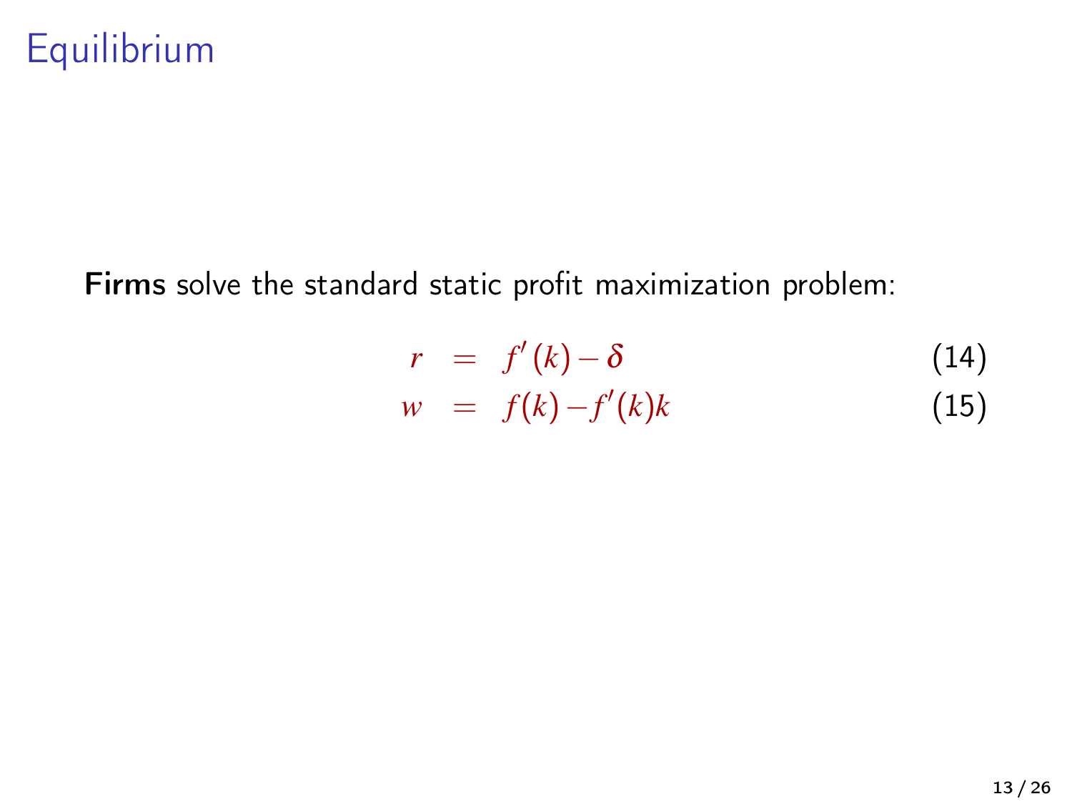# Equilibrium

**Firms** solve the standard static profit maximization problem:

$$
\begin{aligned}
r &= f'(k) - \delta \qquad (14) \\
w &= f(k) - f'(k)k \qquad (15)
\end{aligned}
$$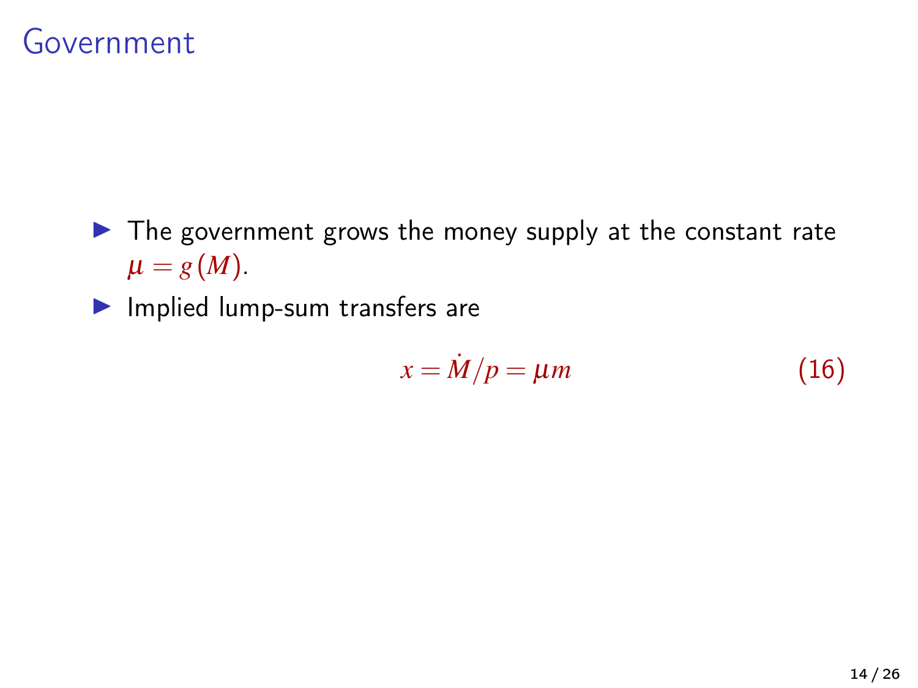# Government

- The government grows the money supply at the constant rate $\mu = g(M)$.
- Implied lump-sum transfers are

$$x = \dot{M}/p = \mu m \tag{16}$$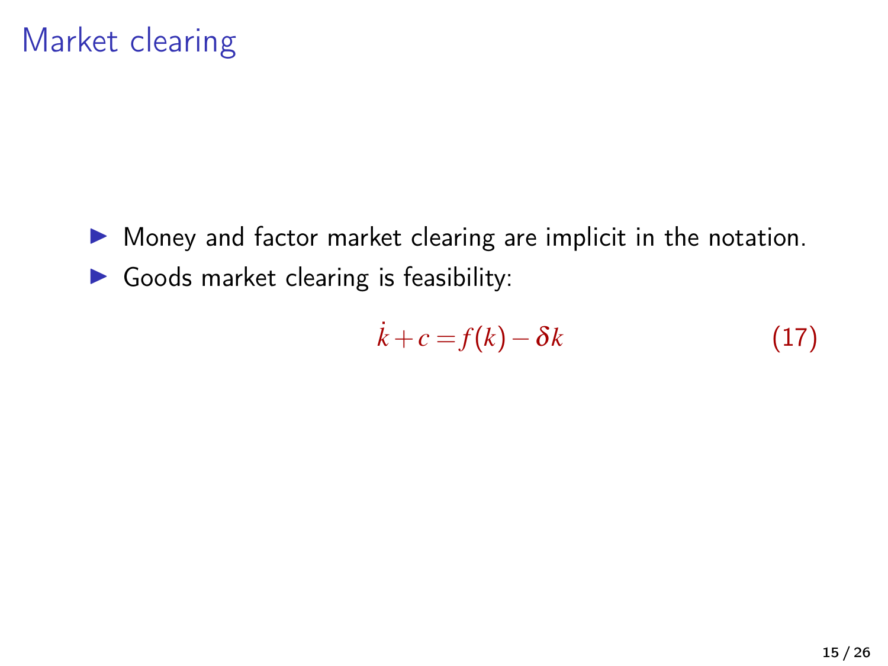# Market clearing

- Money and factor market clearing are implicit in the notation.
- Goods market clearing is feasibility:

$$\dot{k} + c = f(k) - \delta k \tag{17}$$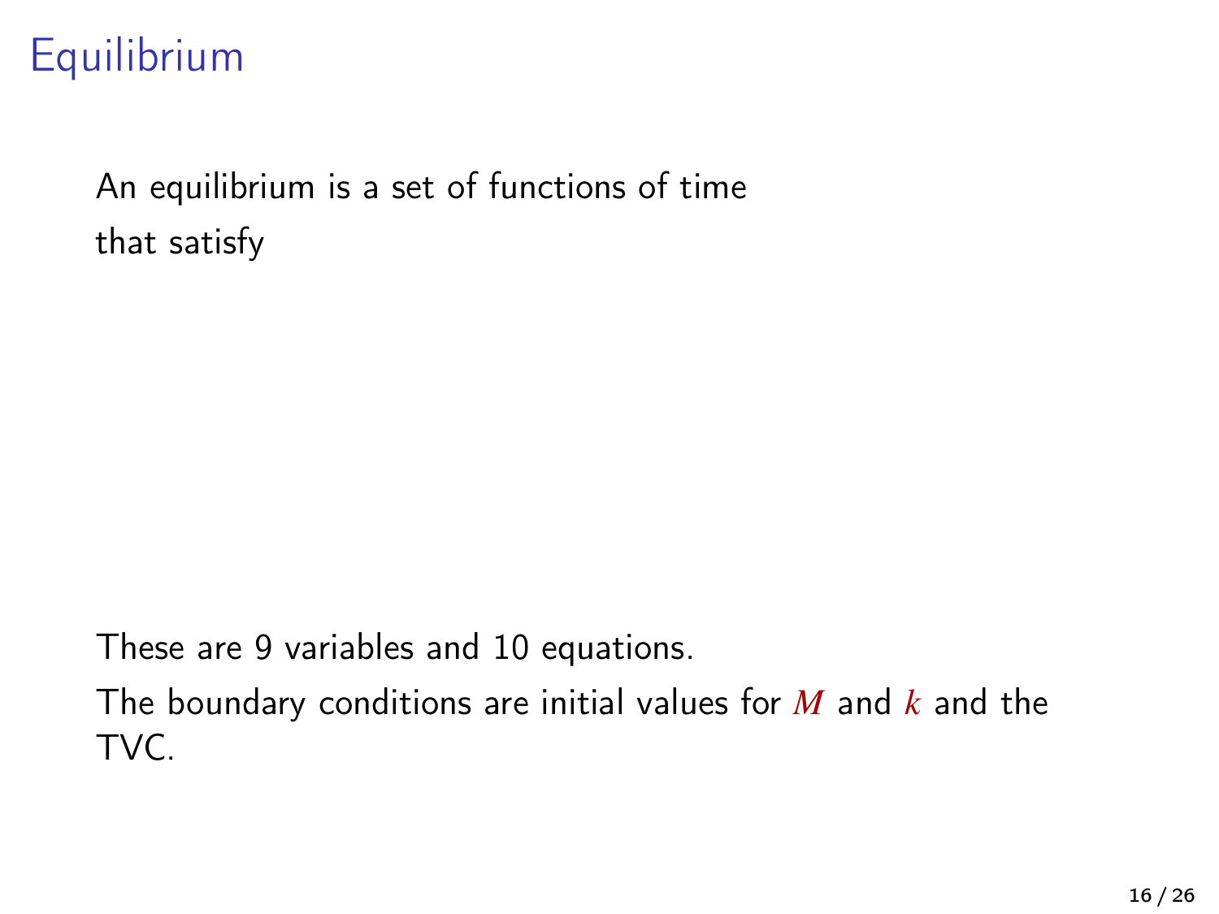# Equilibrium

An equilibrium is a set of functions of time that satisfy

These are 9 variables and 10 equations.

The boundary conditions are initial values for $M$ and $k$ and the TVC.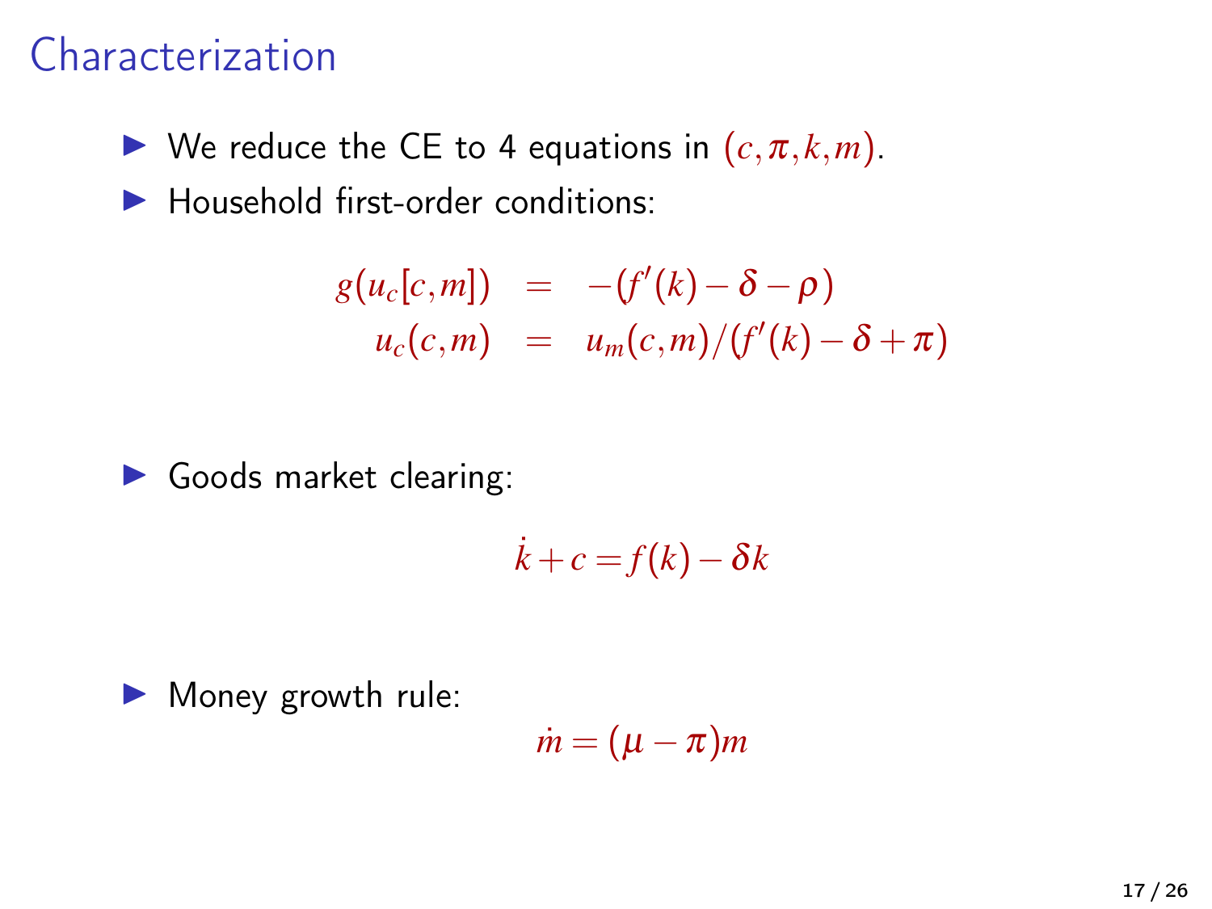# Characterization

- We reduce the CE to 4 equations in $(c, \pi, k, m)$.
- Household first-order conditions:

$$
\begin{aligned}
g(u_c[c,m]) &= -(f'(k) - \delta - \rho) \\
u_c(c,m) &= u_m(c,m)/(f'(k) - \delta + \pi)
\end{aligned}
$$

- Goods market clearing:

$$\dot{k} + c = f(k) - \delta k$$

- Money growth rule:

$$\dot{m} = (\mu - \pi)m$$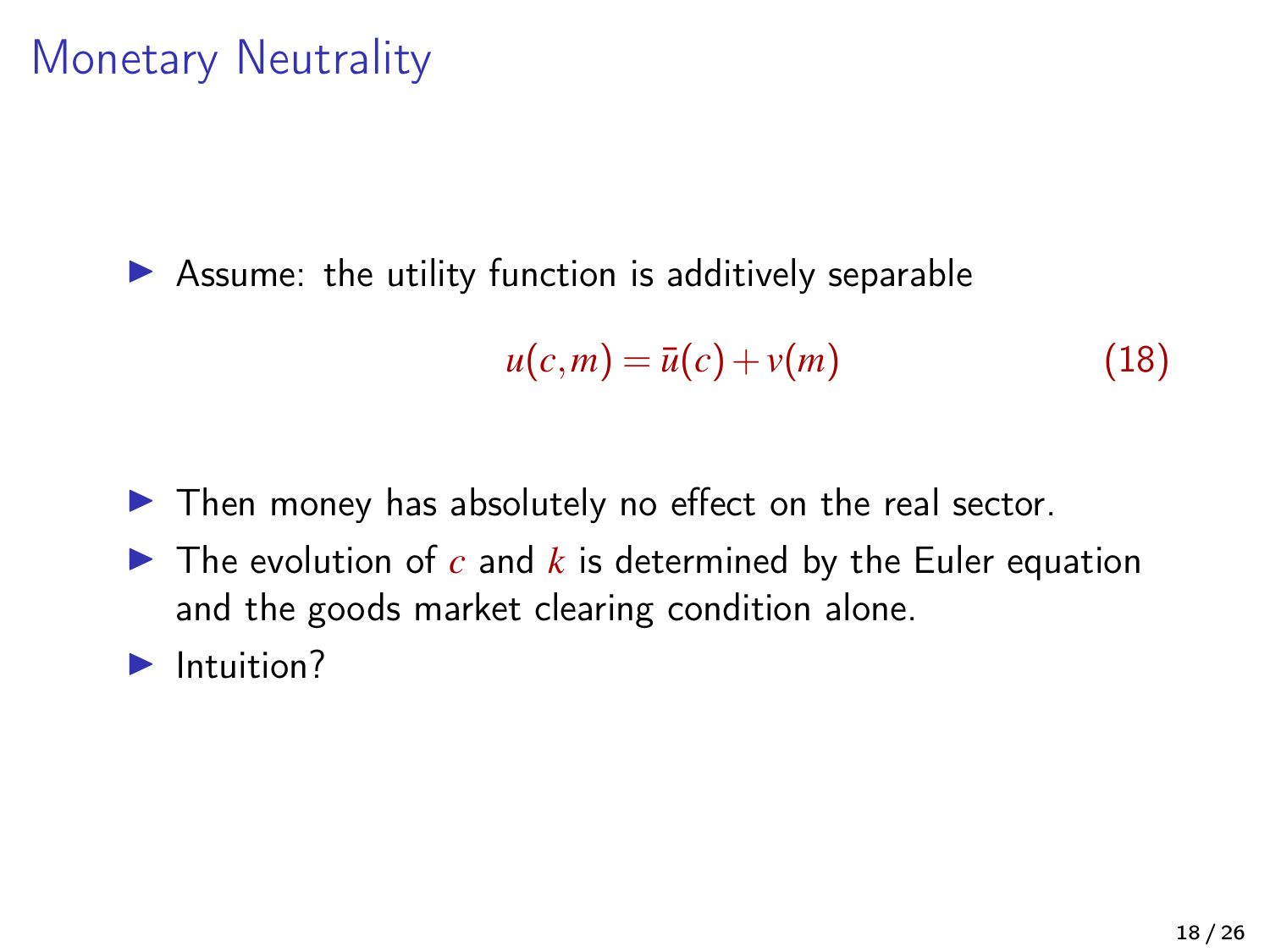# Monetary Neutrality

- Assume: the utility function is additively separable

$$u(c,m) = \bar{u}(c) + v(m) \tag{18}$$

- Then money has absolutely no effect on the real sector.
- The evolution of $c$ and $k$ is determined by the Euler equation and the goods market clearing condition alone.
- Intuition?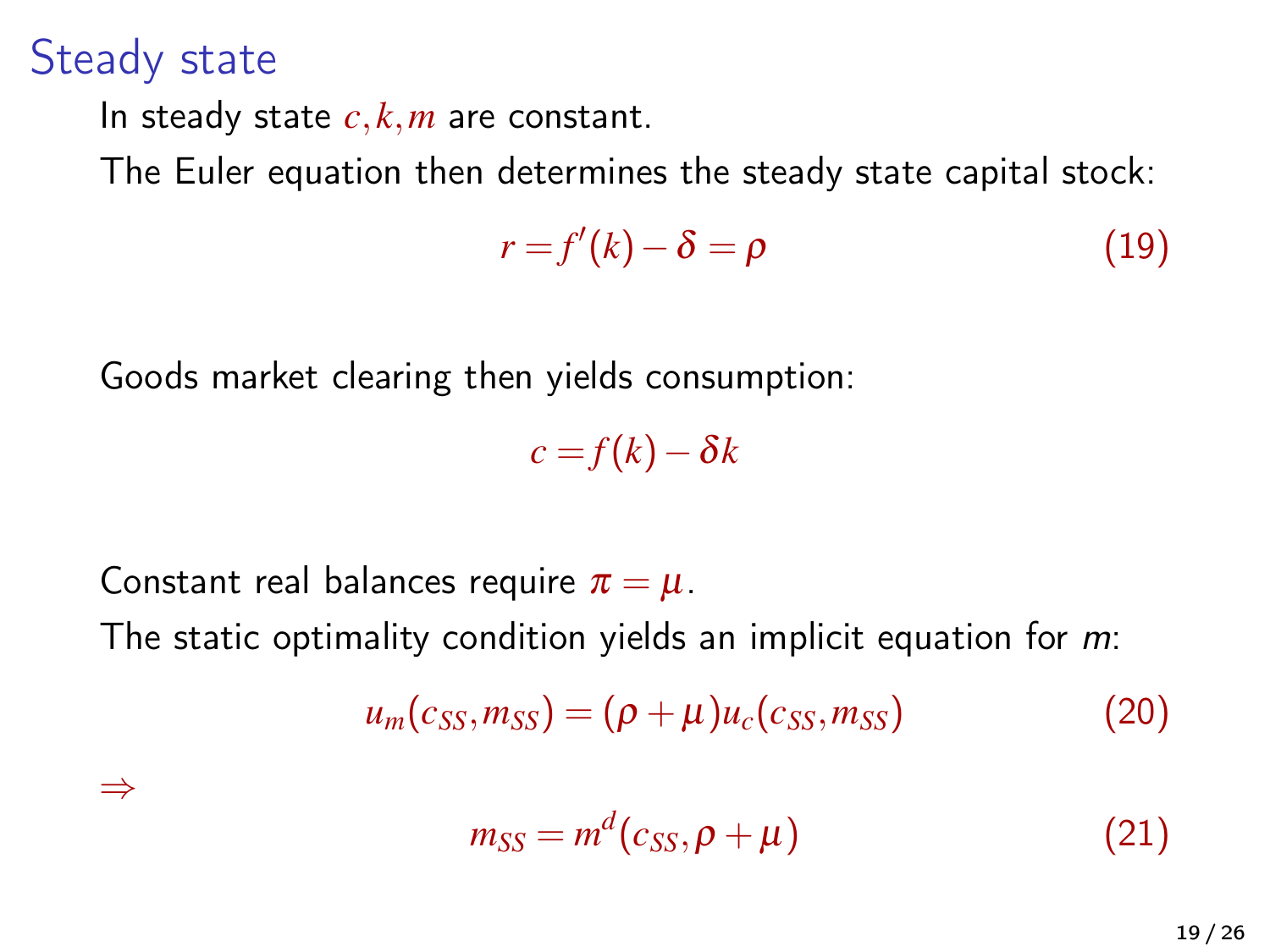# Steady state

In steady state $c, k, m$ are constant.

The Euler equation then determines the steady state capital stock:

$$r = f'(k) - \delta = \rho \tag{19}$$

Goods market clearing then yields consumption:

$$c = f(k) - \delta k$$

Constant real balances require $\pi = \mu$.

The static optimality condition yields an implicit equation for $m$:

$$u_m(c_{SS}, m_{SS}) = (\rho + \mu) u_c(c_{SS}, m_{SS}) \tag{20}$$

$\Rightarrow$

$$m_{SS} = m^d(c_{SS}, \rho + \mu) \tag{21}$$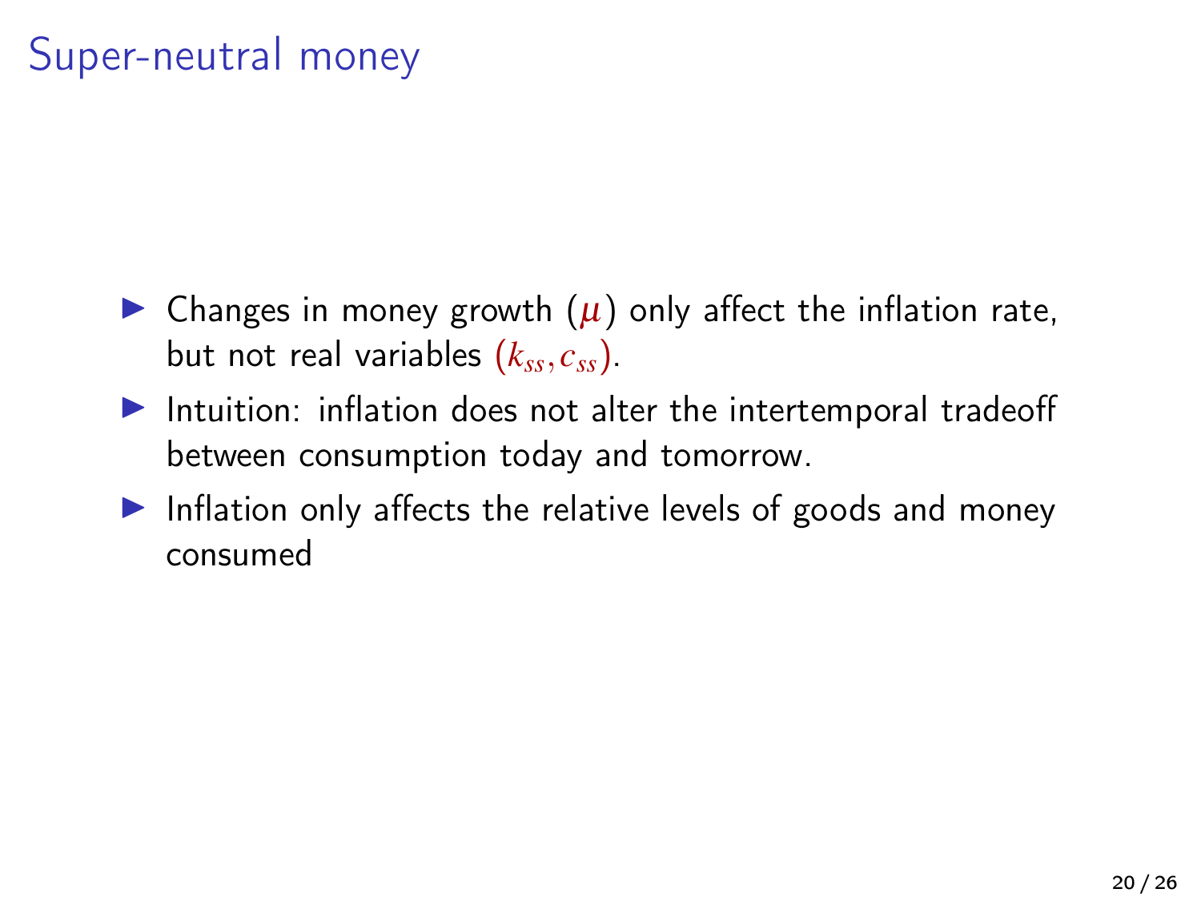# Super-neutral money

- Changes in money growth ($\mu$) only affect the inflation rate, but not real variables $(k_{ss}, c_{ss})$.
- Intuition: inflation does not alter the intertemporal tradeoff between consumption today and tomorrow.
- Inflation only affects the relative levels of goods and money consumed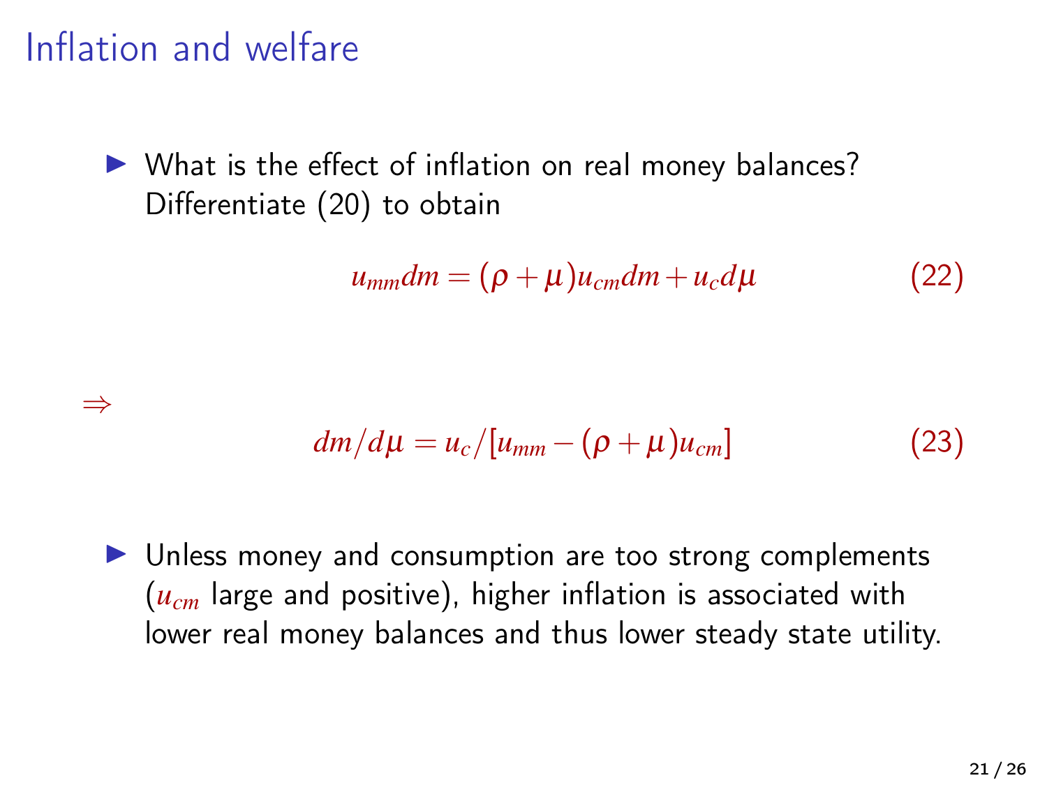# Inflation and welfare

- What is the effect of inflation on real money balances? Differentiate (20) to obtain

$$u_{mm}dm = (\rho + \mu)u_{cm}dm + u_c d\mu \tag{22}$$

$\Rightarrow$

$$dm/d\mu = u_c/[u_{mm} - (\rho + \mu)u_{cm}] \tag{23}$$

- Unless money and consumption are too strong complements ($u_{cm}$ large and positive), higher inflation is associated with lower real money balances and thus lower steady state utility.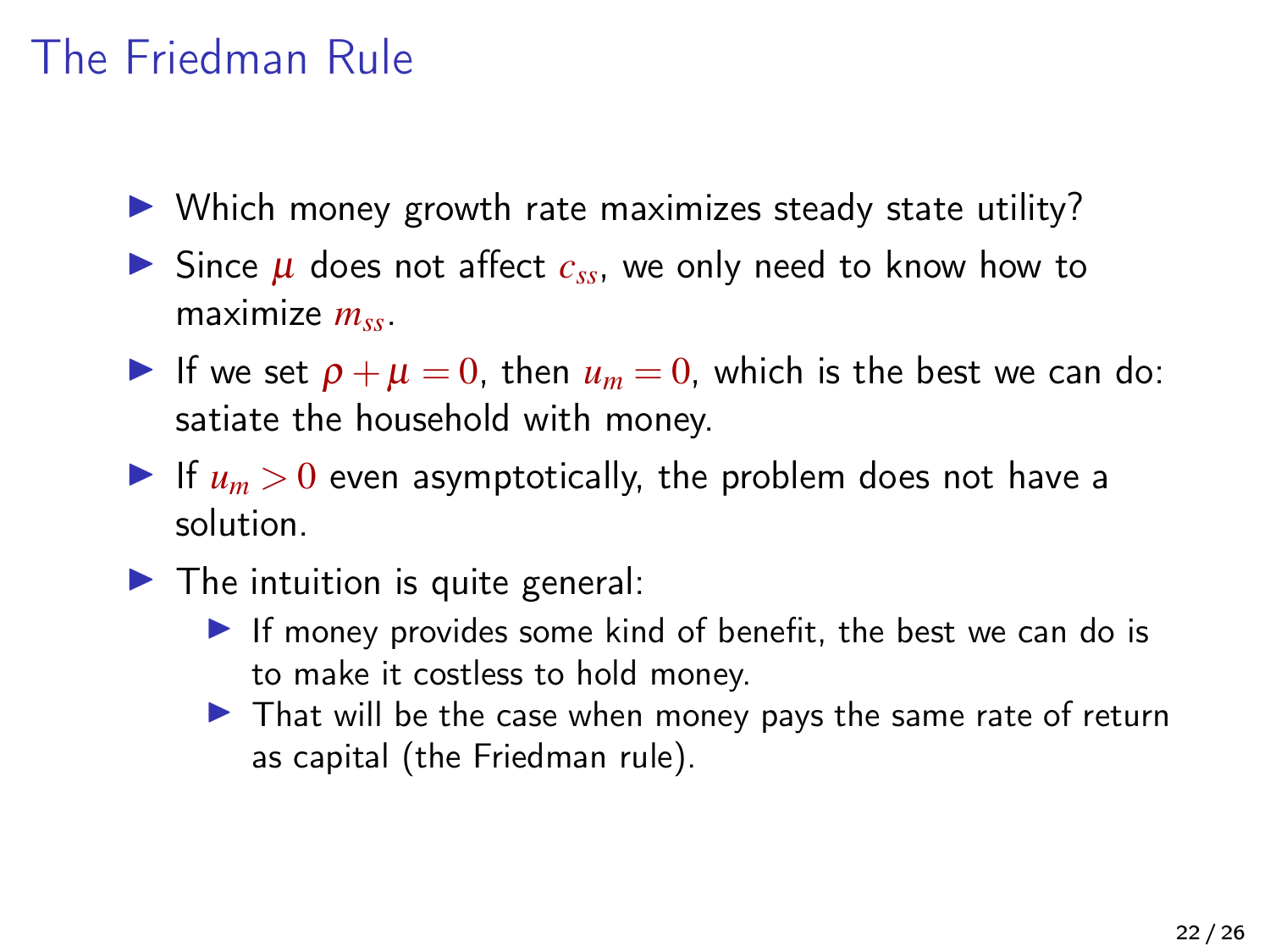# The Friedman Rule

- Which money growth rate maximizes steady state utility?
- Since $\mu$ does not affect $c_{ss}$, we only need to know how to maximize $m_{ss}$.
- If we set $\rho + \mu = 0$, then $u_m = 0$, which is the best we can do: satiate the household with money.
- If $u_m > 0$ even asymptotically, the problem does not have a solution.
- The intuition is quite general:
  - If money provides some kind of benefit, the best we can do is to make it costless to hold money.
  - That will be the case when money pays the same rate of return as capital (the Friedman rule).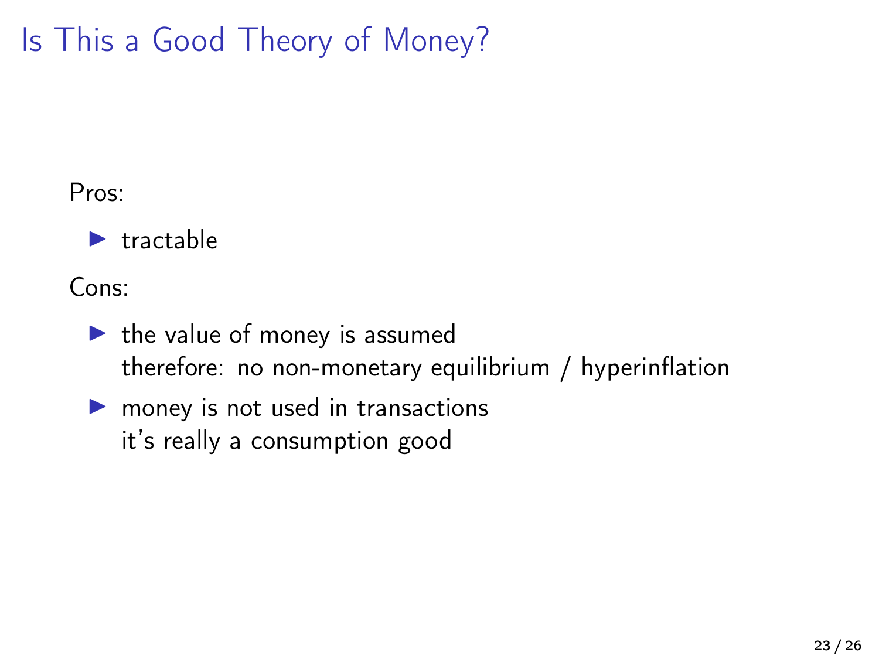# Is This a Good Theory of Money?

Pros:

- tractable

Cons:

- the value of money is assumed
  therefore: no non-monetary equilibrium / hyperinflation
- money is not used in transactions
  it's really a consumption good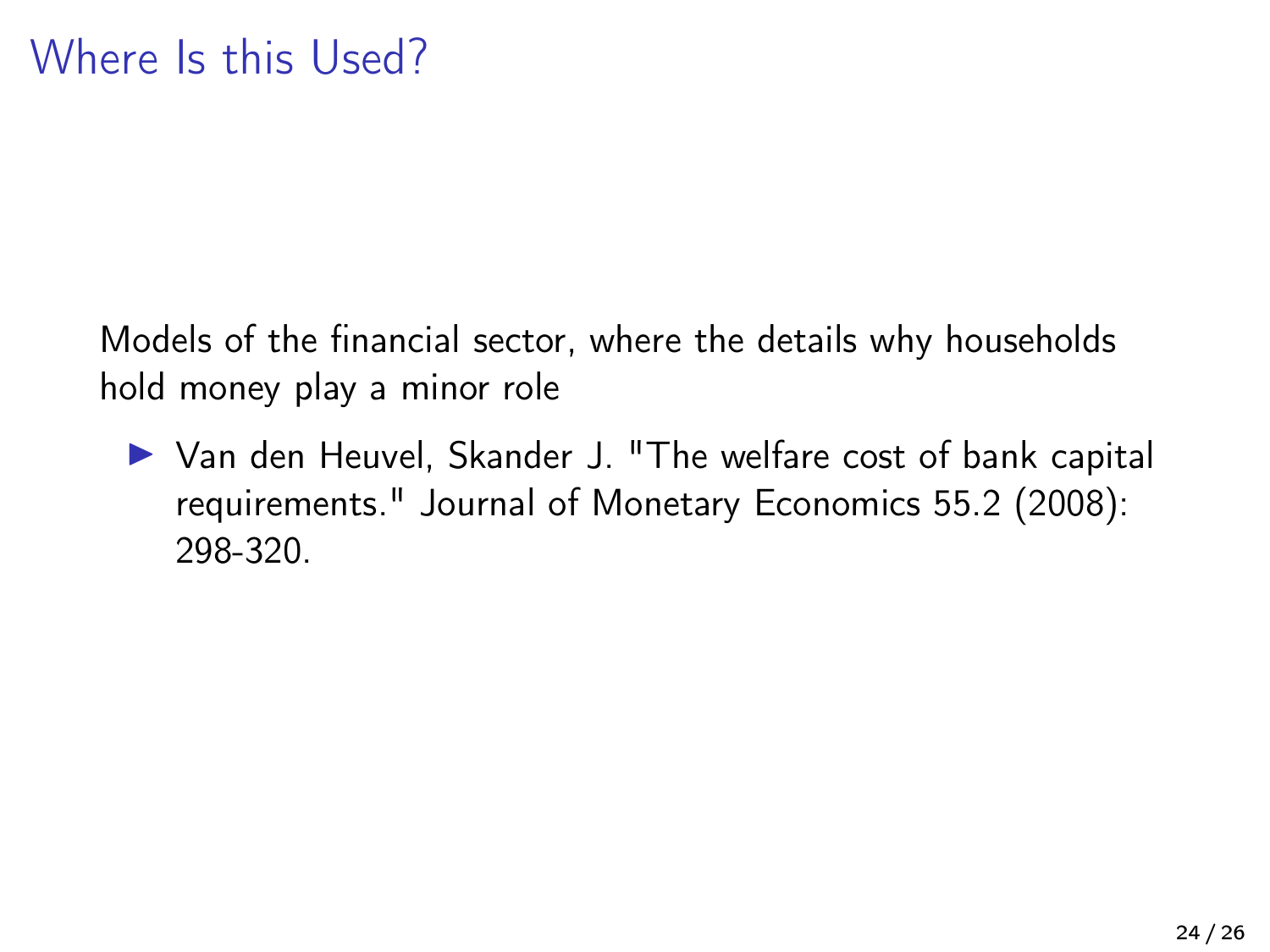# Where Is this Used?

Models of the financial sector, where the details why households hold money play a minor role

- Van den Heuvel, Skander J. "The welfare cost of bank capital requirements." Journal of Monetary Economics 55.2 (2008): 298-320.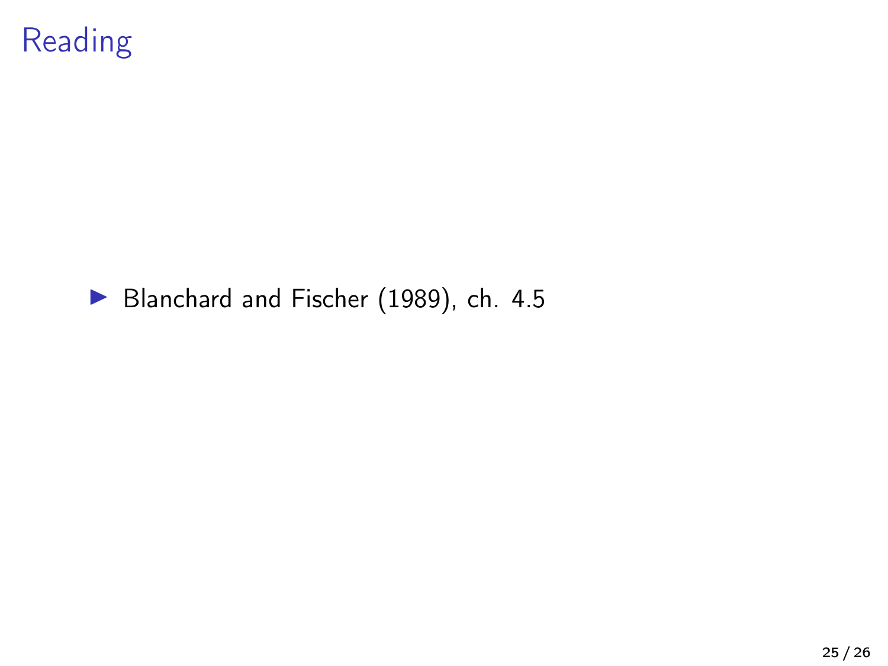# Reading

- Blanchard and Fischer (1989), ch. 4.5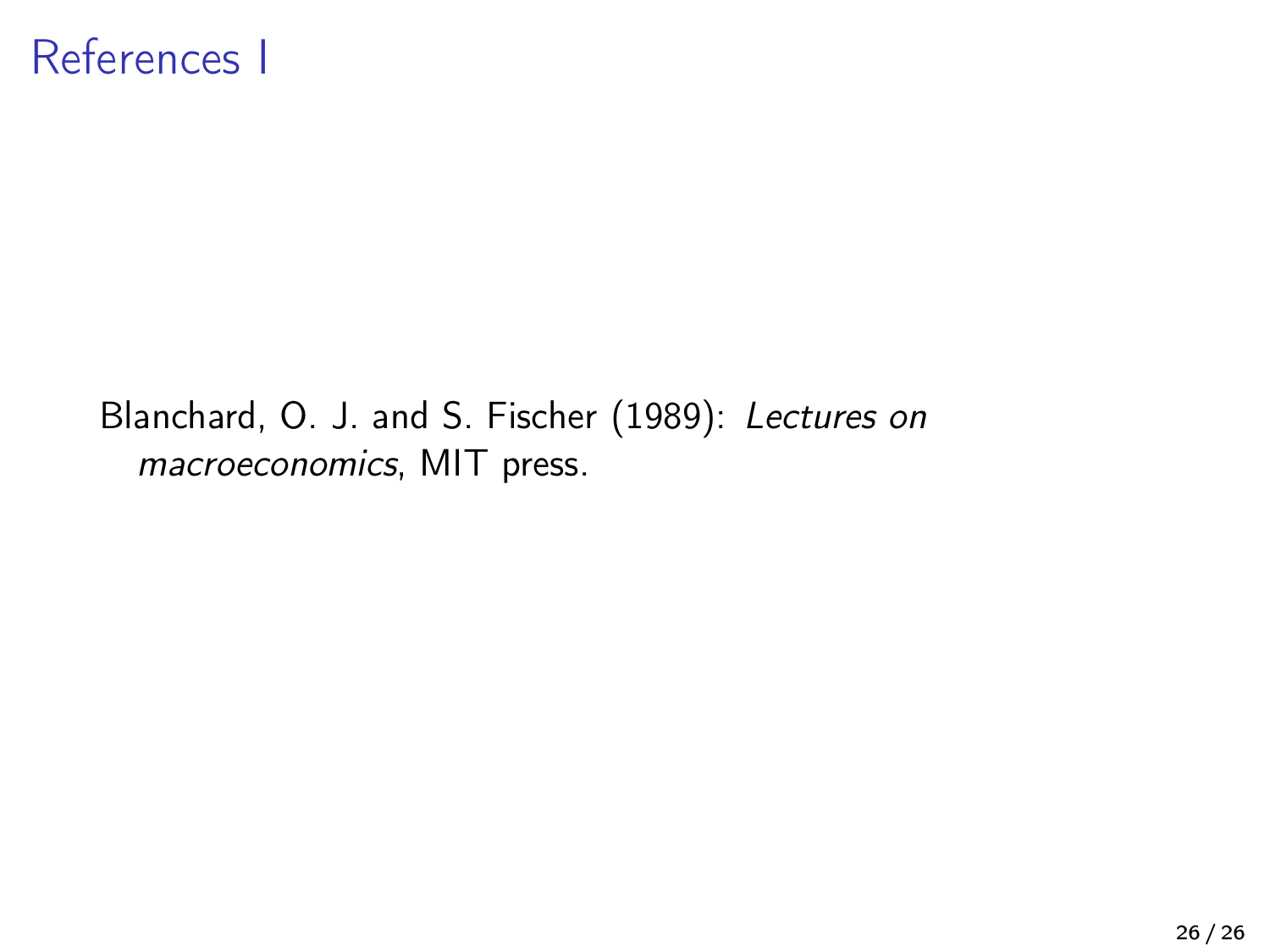# References I

Blanchard, O. J. and S. Fischer (1989): *Lectures on macroeconomics*, MIT press.